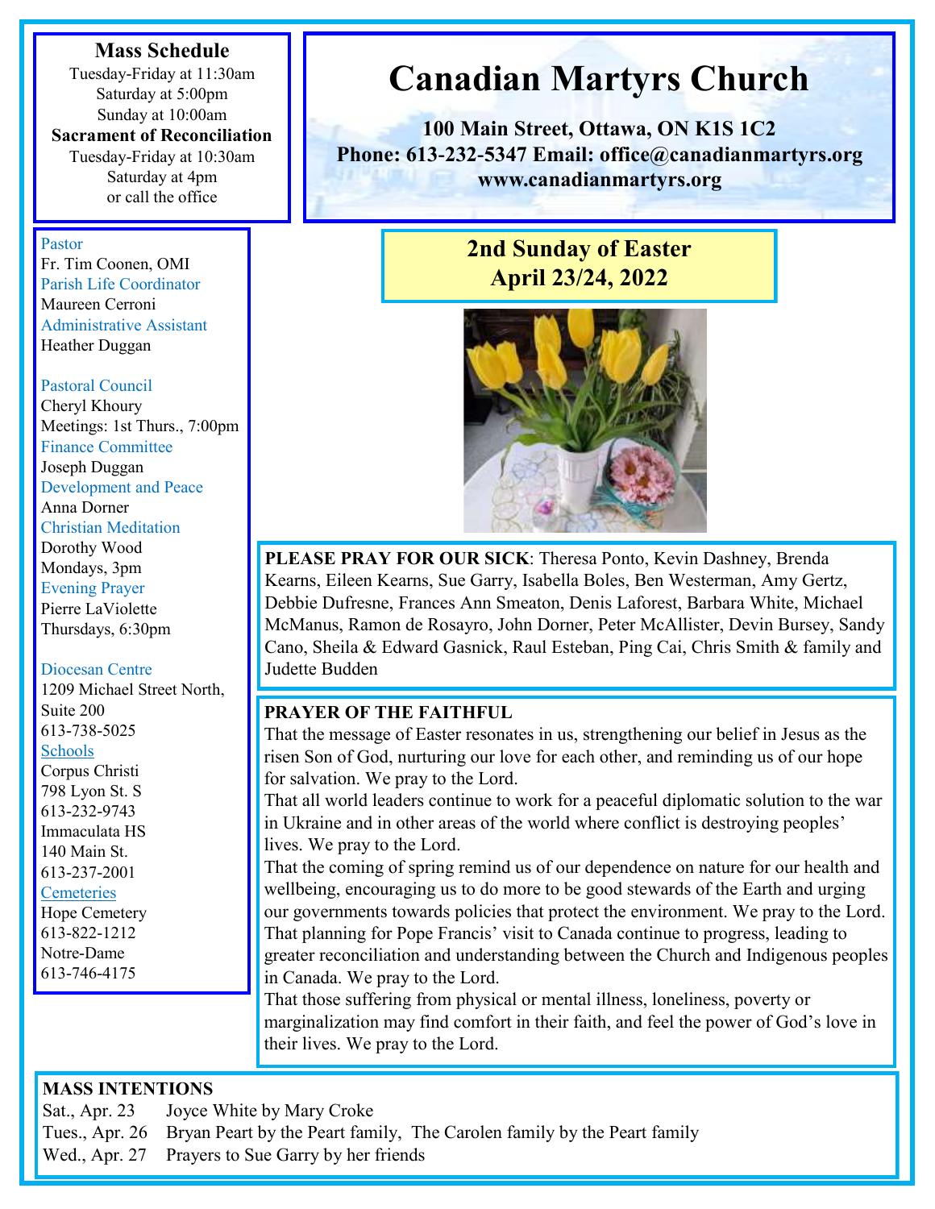# Canadian Martyrs Church

**100 Main Street, Ottawa, ON K1S 1C2**
**Phone: 613-232-5347 Email: office@canadianmartyrs.org**
**www.canadianmartyrs.org**

## 2nd Sunday of Easter
## April 23/24, 2022

**Mass Schedule**
Tuesday-Friday at 11:30am
Saturday at 5:00pm
Sunday at 10:00am

**Sacrament of Reconciliation**
Tuesday-Friday at 10:30am
Saturday at 4pm
or call the office

Pastor
Fr. Tim Coonen, OMI

Parish Life Coordinator
Maureen Cerroni

Administrative Assistant
Heather Duggan

Pastoral Council
Cheryl Khoury
Meetings: 1st Thurs., 7:00pm

Finance Committee
Joseph Duggan

Development and Peace
Anna Dorner

Christian Meditation
Dorothy Wood
Mondays, 3pm

Evening Prayer
Pierre LaViolette
Thursdays, 6:30pm

Diocesan Centre
1209 Michael Street North, Suite 200
613-738-5025

Schools
Corpus Christi
798 Lyon St. S
613-232-9743
Immaculata HS
140 Main St.
613-237-2001

Cemeteries
Hope Cemetery
613-822-1212
Notre-Dame
613-746-4175

**PLEASE PRAY FOR OUR SICK**: Theresa Ponto, Kevin Dashney, Brenda Kearns, Eileen Kearns, Sue Garry, Isabella Boles, Ben Westerman, Amy Gertz, Debbie Dufresne, Frances Ann Smeaton, Denis Laforest, Barbara White, Michael McManus, Ramon de Rosayro, John Dorner, Peter McAllister, Devin Bursey, Sandy Cano, Sheila & Edward Gasnick, Raul Esteban, Ping Cai, Chris Smith & family and Judette Budden

**PRAYER OF THE FAITHFUL**

That the message of Easter resonates in us, strengthening our belief in Jesus as the risen Son of God, nurturing our love for each other, and reminding us of our hope for salvation. We pray to the Lord.

That all world leaders continue to work for a peaceful diplomatic solution to the war in Ukraine and in other areas of the world where conflict is destroying peoples' lives. We pray to the Lord.

That the coming of spring remind us of our dependence on nature for our health and wellbeing, encouraging us to do more to be good stewards of the Earth and urging our governments towards policies that protect the environment. We pray to the Lord.

That planning for Pope Francis' visit to Canada continue to progress, leading to greater reconciliation and understanding between the Church and Indigenous peoples in Canada. We pray to the Lord.

That those suffering from physical or mental illness, loneliness, poverty or marginalization may find comfort in their faith, and feel the power of God's love in their lives. We pray to the Lord.

**MASS INTENTIONS**

| | |
|---|---|
| Sat., Apr. 23 | Joyce White by Mary Croke |
| Tues., Apr. 26 | Bryan Peart by the Peart family, The Carolen family by the Peart family |
| Wed., Apr. 27 | Prayers to Sue Garry by her friends |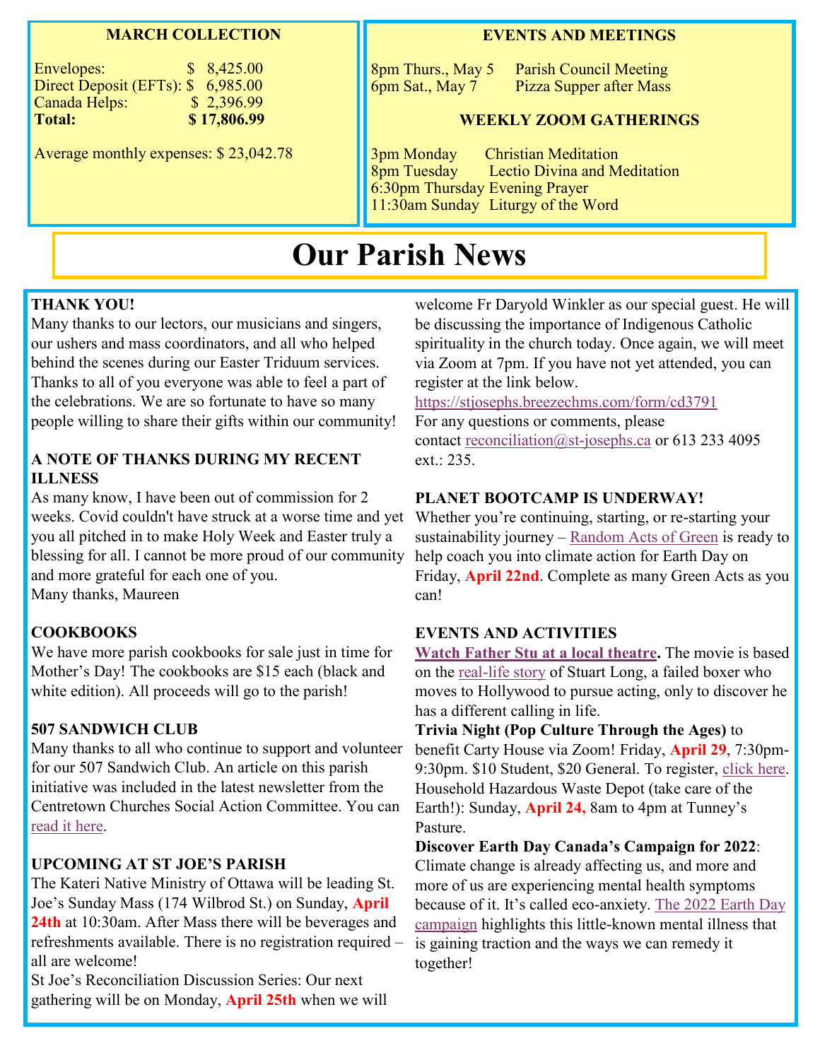## MARCH COLLECTION

| | |
|---|---|
| Envelopes: | $ 8,425.00 |
| Direct Deposit (EFTs): | $ 6,985.00 |
| Canada Helps: | $ 2,396.99 |
| **Total:** | **$ 17,806.99** |

Average monthly expenses: $ 23,042.78

## EVENTS AND MEETINGS

8pm Thurs., May 5 Parish Council Meeting
6pm Sat., May 7 Pizza Supper after Mass

### WEEKLY ZOOM GATHERINGS

3pm Monday Christian Meditation
8pm Tuesday Lectio Divina and Meditation
6:30pm Thursday Evening Prayer
11:30am Sunday Liturgy of the Word

# Our Parish News

**THANK YOU!**
Many thanks to our lectors, our musicians and singers, our ushers and mass coordinators, and all who helped behind the scenes during our Easter Triduum services. Thanks to all of you everyone was able to feel a part of the celebrations. We are so fortunate to have so many people willing to share their gifts within our community!

**A NOTE OF THANKS DURING MY RECENT ILLNESS**
As many know, I have been out of commission for 2 weeks. Covid couldn't have struck at a worse time and yet you all pitched in to make Holy Week and Easter truly a blessing for all. I cannot be more proud of our community and more grateful for each one of you.
Many thanks, Maureen

**COOKBOOKS**
We have more parish cookbooks for sale just in time for Mother's Day! The cookbooks are $15 each (black and white edition). All proceeds will go to the parish!

**507 SANDWICH CLUB**
Many thanks to all who continue to support and volunteer for our 507 Sandwich Club. An article on this parish initiative was included in the latest newsletter from the Centretown Churches Social Action Committee. You can read it here.

**UPCOMING AT ST JOE'S PARISH**
The Kateri Native Ministry of Ottawa will be leading St. Joe's Sunday Mass (174 Wilbrod St.) on Sunday, **April 24th** at 10:30am. After Mass there will be beverages and refreshments available. There is no registration required – all are welcome!
St Joe's Reconciliation Discussion Series: Our next gathering will be on Monday, **April 25th** when we will welcome Fr Daryold Winkler as our special guest. He will be discussing the importance of Indigenous Catholic spirituality in the church today. Once again, we will meet via Zoom at 7pm. If you have not yet attended, you can register at the link below.
https://stjosephs.breezechms.com/form/cd3791
For any questions or comments, please contact reconciliation@st-josephs.ca or 613 233 4095 ext.: 235.

**PLANET BOOTCAMP IS UNDERWAY!**
Whether you're continuing, starting, or re-starting your sustainability journey – Random Acts of Green is ready to help coach you into climate action for Earth Day on Friday, **April 22nd**. Complete as many Green Acts as you can!

**EVENTS AND ACTIVITIES**
**Watch Father Stu at a local theatre.** The movie is based on the real-life story of Stuart Long, a failed boxer who moves to Hollywood to pursue acting, only to discover he has a different calling in life.
**Trivia Night (Pop Culture Through the Ages)** to benefit Carty House via Zoom! Friday, **April 29**, 7:30pm-9:30pm. $10 Student, $20 General. To register, click here.
Household Hazardous Waste Depot (take care of the Earth!): Sunday, **April 24,** 8am to 4pm at Tunney's Pasture.
**Discover Earth Day Canada's Campaign for 2022**: Climate change is already affecting us, and more and more of us are experiencing mental health symptoms because of it. It's called eco-anxiety. The 2022 Earth Day campaign highlights this little-known mental illness that is gaining traction and the ways we can remedy it together!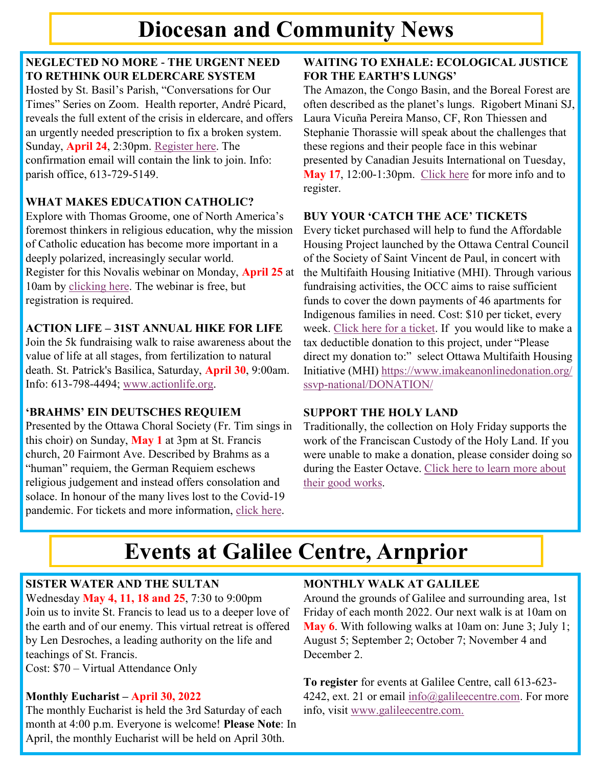# Diocesan and Community News

### NEGLECTED NO MORE - THE URGENT NEED TO RETHINK OUR ELDERCARE SYSTEM

Hosted by St. Basil's Parish, "Conversations for Our Times" Series on Zoom. Health reporter, André Picard, reveals the full extent of the crisis in eldercare, and offers an urgently needed prescription to fix a broken system. Sunday, **April 24**, 2:30pm. Register here. The confirmation email will contain the link to join. Info: parish office, 613-729-5149.

### WHAT MAKES EDUCATION CATHOLIC?

Explore with Thomas Groome, one of North America's foremost thinkers in religious education, why the mission of Catholic education has become more important in a deeply polarized, increasingly secular world.
Register for this Novalis webinar on Monday, **April 25** at 10am by clicking here. The webinar is free, but registration is required.

### ACTION LIFE – 31ST ANNUAL HIKE FOR LIFE

Join the 5k fundraising walk to raise awareness about the value of life at all stages, from fertilization to natural death. St. Patrick's Basilica, Saturday, **April 30**, 9:00am. Info: 613-798-4494; www.actionlife.org.

### 'BRAHMS' EIN DEUTSCHES REQUIEM

Presented by the Ottawa Choral Society (Fr. Tim sings in this choir) on Sunday, **May 1** at 3pm at St. Francis church, 20 Fairmont Ave. Described by Brahms as a "human" requiem, the German Requiem eschews religious judgement and instead offers consolation and solace. In honour of the many lives lost to the Covid-19 pandemic. For tickets and more information, click here.

### WAITING TO EXHALE: ECOLOGICAL JUSTICE FOR THE EARTH'S LUNGS'

The Amazon, the Congo Basin, and the Boreal Forest are often described as the planet's lungs. Rigobert Minani SJ, Laura Vicuña Pereira Manso, CF, Ron Thiessen and Stephanie Thorassie will speak about the challenges that these regions and their people face in this webinar presented by Canadian Jesuits International on Tuesday, **May 17**, 12:00-1:30pm. Click here for more info and to register.

### BUY YOUR 'CATCH THE ACE' TICKETS

Every ticket purchased will help to fund the Affordable Housing Project launched by the Ottawa Central Council of the Society of Saint Vincent de Paul, in concert with the Multifaith Housing Initiative (MHI). Through various fundraising activities, the OCC aims to raise sufficient funds to cover the down payments of 46 apartments for Indigenous families in need. Cost: $10 per ticket, every week. Click here for a ticket. If you would like to make a tax deductible donation to this project, under "Please direct my donation to:" select Ottawa Multifaith Housing Initiative (MHI) https://www.imakeanonlinedonation.org/ssvp-national/DONATION/

### SUPPORT THE HOLY LAND

Traditionally, the collection on Holy Friday supports the work of the Franciscan Custody of the Holy Land. If you were unable to make a donation, please consider doing so during the Easter Octave. Click here to learn more about their good works.

# Events at Galilee Centre, Arnprior

### SISTER WATER AND THE SULTAN

Wednesday **May 4, 11, 18 and 25**, 7:30 to 9:00pm
Join us to invite St. Francis to lead us to a deeper love of the earth and of our enemy. This virtual retreat is offered by Len Desroches, a leading authority on the life and teachings of St. Francis.
Cost: $70 – Virtual Attendance Only

### Monthly Eucharist – April 30, 2022

The monthly Eucharist is held the 3rd Saturday of each month at 4:00 p.m. Everyone is welcome! **Please Note**: In April, the monthly Eucharist will be held on April 30th.

### MONTHLY WALK AT GALILEE

Around the grounds of Galilee and surrounding area, 1st Friday of each month 2022. Our next walk is at 10am on **May 6**. With following walks at 10am on: June 3; July 1; August 5; September 2; October 7; November 4 and December 2.

**To register** for events at Galilee Centre, call 613-623-4242, ext. 21 or email info@galileecentre.com. For more info, visit www.galileecentre.com.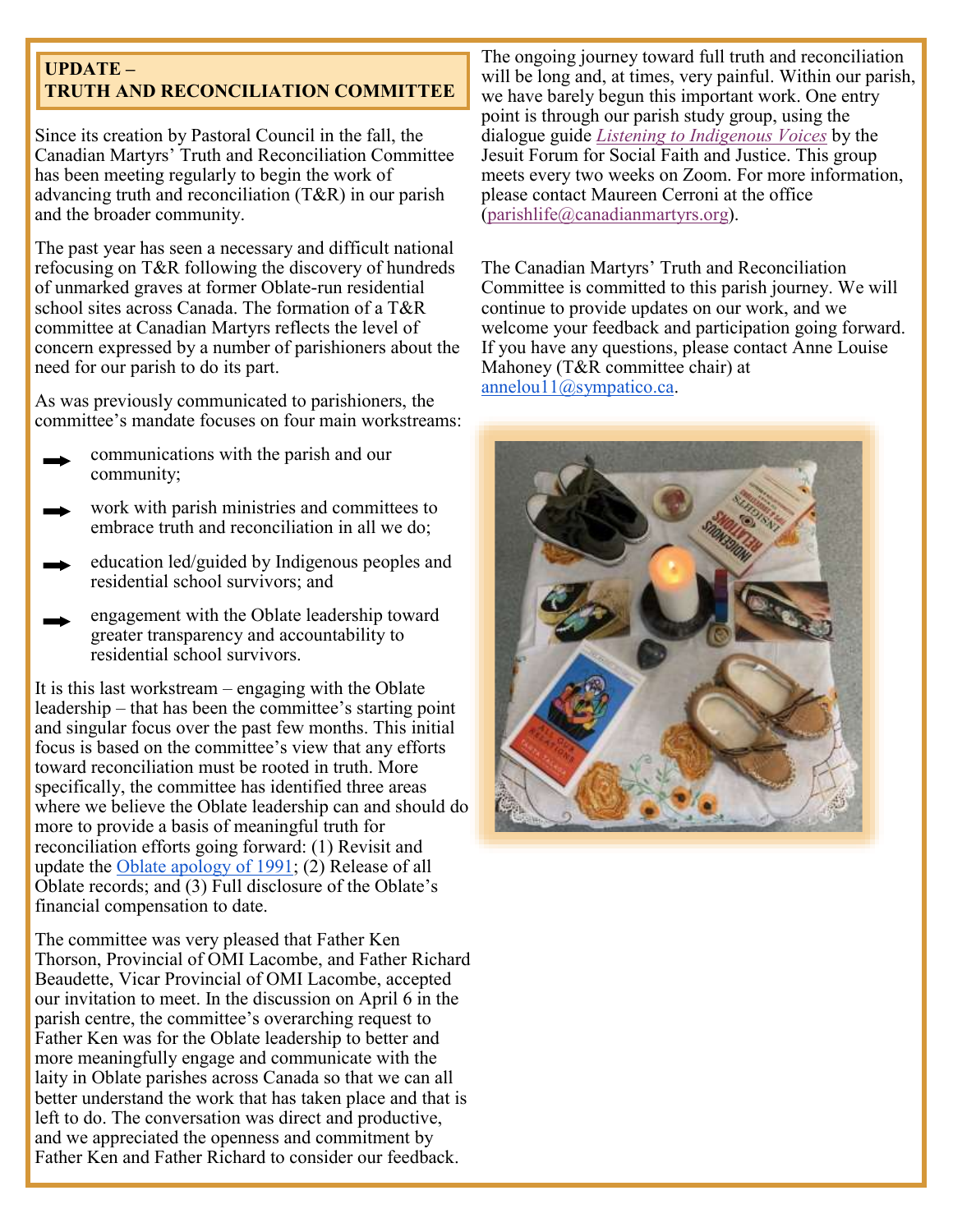## UPDATE – TRUTH AND RECONCILIATION COMMITTEE

Since its creation by Pastoral Council in the fall, the Canadian Martyrs' Truth and Reconciliation Committee has been meeting regularly to begin the work of advancing truth and reconciliation (T&R) in our parish and the broader community.

The past year has seen a necessary and difficult national refocusing on T&R following the discovery of hundreds of unmarked graves at former Oblate-run residential school sites across Canada. The formation of a T&R committee at Canadian Martyrs reflects the level of concern expressed by a number of parishioners about the need for our parish to do its part.

As was previously communicated to parishioners, the committee's mandate focuses on four main workstreams:

- communications with the parish and our community;
- work with parish ministries and committees to embrace truth and reconciliation in all we do;
- education led/guided by Indigenous peoples and residential school survivors; and
- engagement with the Oblate leadership toward greater transparency and accountability to residential school survivors.

It is this last workstream – engaging with the Oblate leadership – that has been the committee's starting point and singular focus over the past few months. This initial focus is based on the committee's view that any efforts toward reconciliation must be rooted in truth. More specifically, the committee has identified three areas where we believe the Oblate leadership can and should do more to provide a basis of meaningful truth for reconciliation efforts going forward: (1) Revisit and update the Oblate apology of 1991; (2) Release of all Oblate records; and (3) Full disclosure of the Oblate's financial compensation to date.

The committee was very pleased that Father Ken Thorson, Provincial of OMI Lacombe, and Father Richard Beaudette, Vicar Provincial of OMI Lacombe, accepted our invitation to meet. In the discussion on April 6 in the parish centre, the committee's overarching request to Father Ken was for the Oblate leadership to better and more meaningfully engage and communicate with the laity in Oblate parishes across Canada so that we can all better understand the work that has taken place and that is left to do. The conversation was direct and productive, and we appreciated the openness and commitment by Father Ken and Father Richard to consider our feedback.

The ongoing journey toward full truth and reconciliation will be long and, at times, very painful. Within our parish, we have barely begun this important work. One entry point is through our parish study group, using the dialogue guide *Listening to Indigenous Voices* by the Jesuit Forum for Social Faith and Justice. This group meets every two weeks on Zoom. For more information, please contact Maureen Cerroni at the office (parishlife@canadianmartyrs.org).

The Canadian Martyrs' Truth and Reconciliation Committee is committed to this parish journey. We will continue to provide updates on our work, and we welcome your feedback and participation going forward. If you have any questions, please contact Anne Louise Mahoney (T&R committee chair) at annelou11@sympatico.ca.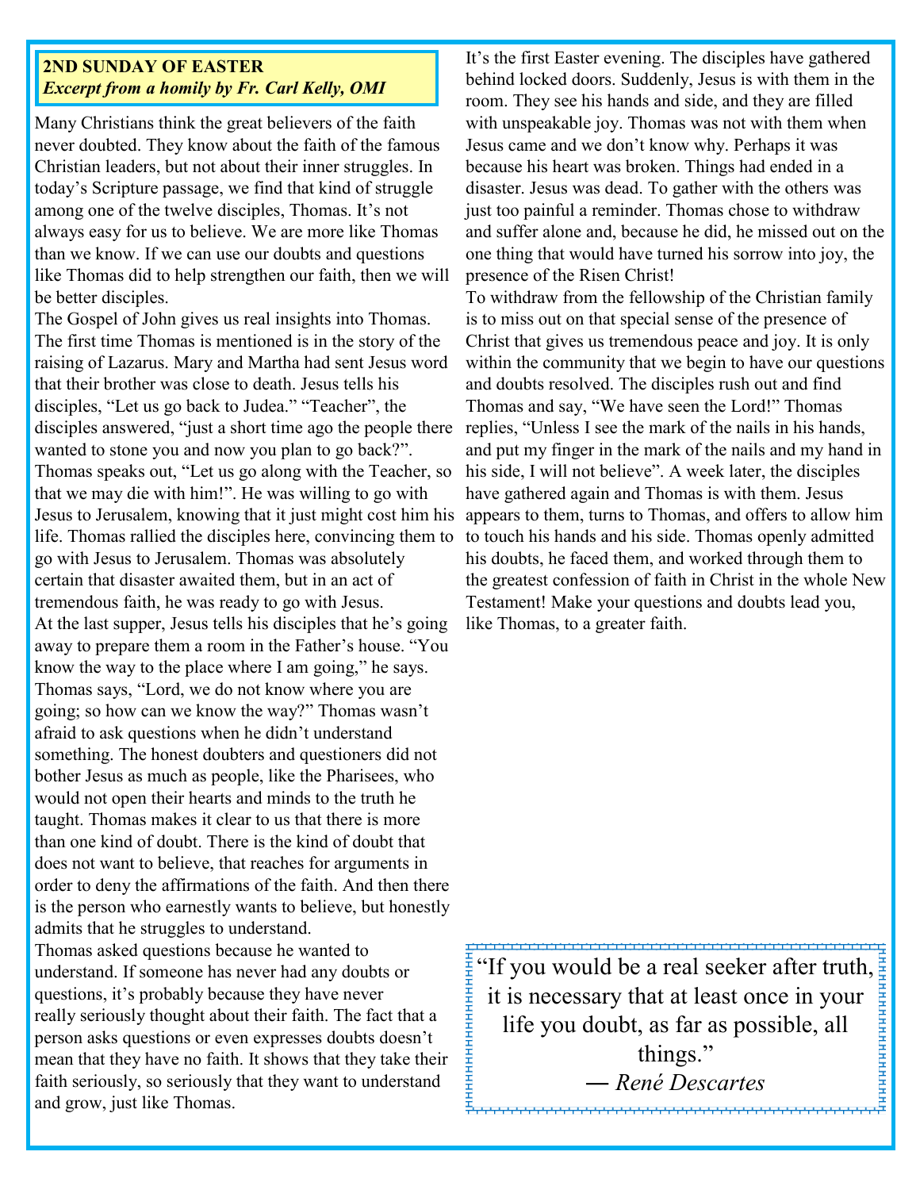**2ND SUNDAY OF EASTER**
***Excerpt from a homily by Fr. Carl Kelly, OMI***

Many Christians think the great believers of the faith never doubted. They know about the faith of the famous Christian leaders, but not about their inner struggles. In today's Scripture passage, we find that kind of struggle among one of the twelve disciples, Thomas. It's not always easy for us to believe. We are more like Thomas than we know. If we can use our doubts and questions like Thomas did to help strengthen our faith, then we will be better disciples.

The Gospel of John gives us real insights into Thomas. The first time Thomas is mentioned is in the story of the raising of Lazarus. Mary and Martha had sent Jesus word that their brother was close to death. Jesus tells his disciples, "Let us go back to Judea." "Teacher", the disciples answered, "just a short time ago the people there wanted to stone you and now you plan to go back?". Thomas speaks out, "Let us go along with the Teacher, so that we may die with him!". He was willing to go with Jesus to Jerusalem, knowing that it just might cost him his life. Thomas rallied the disciples here, convincing them to go with Jesus to Jerusalem. Thomas was absolutely certain that disaster awaited them, but in an act of tremendous faith, he was ready to go with Jesus.

At the last supper, Jesus tells his disciples that he's going away to prepare them a room in the Father's house. "You know the way to the place where I am going," he says. Thomas says, "Lord, we do not know where you are going; so how can we know the way?" Thomas wasn't afraid to ask questions when he didn't understand something. The honest doubters and questioners did not bother Jesus as much as people, like the Pharisees, who would not open their hearts and minds to the truth he taught. Thomas makes it clear to us that there is more than one kind of doubt. There is the kind of doubt that does not want to believe, that reaches for arguments in order to deny the affirmations of the faith. And then there is the person who earnestly wants to believe, but honestly admits that he struggles to understand.

Thomas asked questions because he wanted to understand. If someone has never had any doubts or questions, it's probably because they have never really seriously thought about their faith. The fact that a person asks questions or even expresses doubts doesn't mean that they have no faith. It shows that they take their faith seriously, so seriously that they want to understand and grow, just like Thomas.

It's the first Easter evening. The disciples have gathered behind locked doors. Suddenly, Jesus is with them in the room. They see his hands and side, and they are filled with unspeakable joy. Thomas was not with them when Jesus came and we don't know why. Perhaps it was because his heart was broken. Things had ended in a disaster. Jesus was dead. To gather with the others was just too painful a reminder. Thomas chose to withdraw and suffer alone and, because he did, he missed out on the one thing that would have turned his sorrow into joy, the presence of the Risen Christ!

To withdraw from the fellowship of the Christian family is to miss out on that special sense of the presence of Christ that gives us tremendous peace and joy. It is only within the community that we begin to have our questions and doubts resolved. The disciples rush out and find Thomas and say, "We have seen the Lord!" Thomas replies, "Unless I see the mark of the nails in his hands, and put my finger in the mark of the nails and my hand in his side, I will not believe". A week later, the disciples have gathered again and Thomas is with them. Jesus appears to them, turns to Thomas, and offers to allow him to touch his hands and his side. Thomas openly admitted his doubts, he faced them, and worked through them to the greatest confession of faith in Christ in the whole New Testament! Make your questions and doubts lead you, like Thomas, to a greater faith.

> "If you would be a real seeker after truth, it is necessary that at least once in your life you doubt, as far as possible, all things."
>
> — *René Descartes*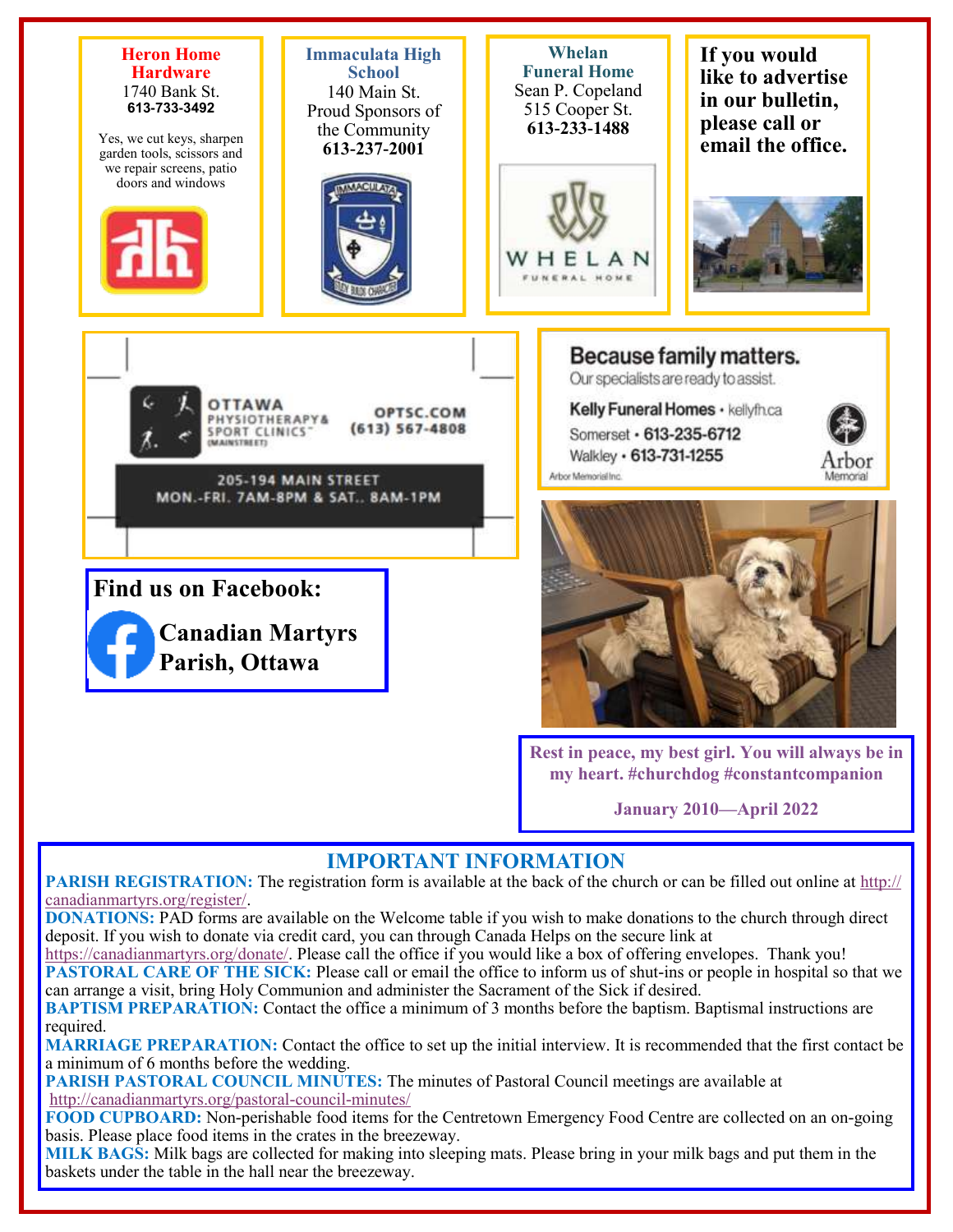**Heron Home Hardware**
1740 Bank St.
613-733-3492

Yes, we cut keys, sharpen garden tools, scissors and we repair screens, patio doors and windows

**Immaculata High School**
140 Main St.
Proud Sponsors of the Community
**613-237-2001**

**Whelan Funeral Home**
Sean P. Copeland
515 Cooper St.
**613-233-1488**

**If you would like to advertise in our bulletin, please call or email the office.**

OTTAWA PHYSIOTHERAPY & SPORT CLINICS (MAINSTREET)
OPTSC.COM
(613) 567-4808
205-194 MAIN STREET
MON.-FRI. 7AM-8PM & SAT.. 8AM-1PM

**Because family matters.**
Our specialists are ready to assist.
Kelly Funeral Homes • kellyfh.ca
Somerset • 613-235-6712
Walkley • 613-731-1255
Arbor Memorial Inc.

## Find us on Facebook:

**Canadian Martyrs Parish, Ottawa**

**Rest in peace, my best girl. You will always be in my heart. #churchdog #constantcompanion**

**January 2010—April 2022**

## IMPORTANT INFORMATION

**PARISH REGISTRATION:** The registration form is available at the back of the church or can be filled out online at http://canadianmartyrs.org/register/.

**DONATIONS:** PAD forms are available on the Welcome table if you wish to make donations to the church through direct deposit. If you wish to donate via credit card, you can through Canada Helps on the secure link at https://canadianmartyrs.org/donate/. Please call the office if you would like a box of offering envelopes. Thank you!

**PASTORAL CARE OF THE SICK:** Please call or email the office to inform us of shut-ins or people in hospital so that we can arrange a visit, bring Holy Communion and administer the Sacrament of the Sick if desired.

**BAPTISM PREPARATION:** Contact the office a minimum of 3 months before the baptism. Baptismal instructions are required.

**MARRIAGE PREPARATION:** Contact the office to set up the initial interview. It is recommended that the first contact be a minimum of 6 months before the wedding.

**PARISH PASTORAL COUNCIL MINUTES:** The minutes of Pastoral Council meetings are available at http://canadianmartyrs.org/pastoral-council-minutes/

**FOOD CUPBOARD:** Non-perishable food items for the Centretown Emergency Food Centre are collected on an on-going basis. Please place food items in the crates in the breezeway.

**MILK BAGS:** Milk bags are collected for making into sleeping mats. Please bring in your milk bags and put them in the baskets under the table in the hall near the breezeway.